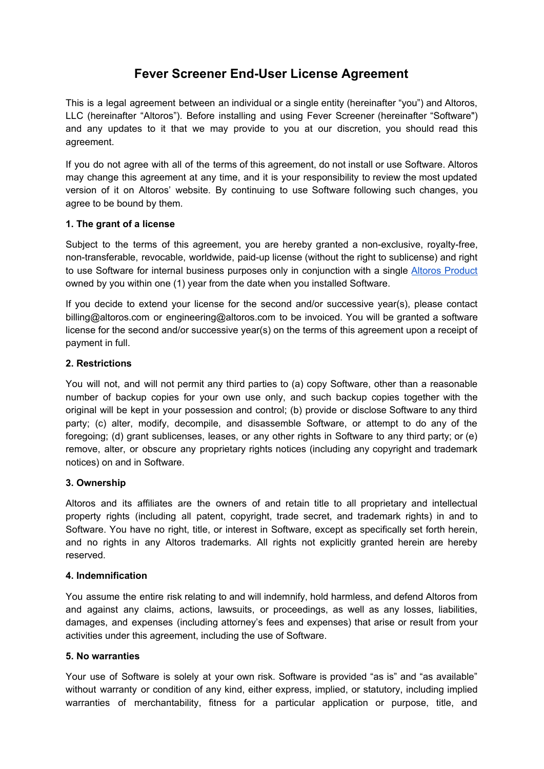# Fever Screener End-User License Agreement

This is a legal agreement between an individual or a single entity (hereinafter "you") and Altoros, LLC (hereinafter "Altoros"). Before installing and using Fever Screener (hereinafter "Software") and any updates to it that we may provide to you at our discretion, you should read this agreement.

If you do not agree with all of the terms of this agreement, do not install or use Software. Altoros may change this agreement at any time, and it is your responsibility to review the most updated version of it on Altoros' website. By continuing to use Software following such changes, you agree to be bound by them.

**1. The grant of a license**

Subject to the terms of this agreement, you are hereby granted a non-exclusive, royalty-free, non-transferable, revocable, worldwide, paid-up license (without the right to sublicense) and right to use Software for internal business purposes only in conjunction with a single Altoros Product owned by you within one (1) year from the date when you installed Software.

If you decide to extend your license for the second and/or successive year(s), please contact billing@altoros.com or engineering@altoros.com to be invoiced. You will be granted a software license for the second and/or successive year(s) on the terms of this agreement upon a receipt of payment in full.

**2. Restrictions**

You will not, and will not permit any third parties to (a) copy Software, other than a reasonable number of backup copies for your own use only, and such backup copies together with the original will be kept in your possession and control; (b) provide or disclose Software to any third party; (c) alter, modify, decompile, and disassemble Software, or attempt to do any of the foregoing; (d) grant sublicenses, leases, or any other rights in Software to any third party; or (e) remove, alter, or obscure any proprietary rights notices (including any copyright and trademark notices) on and in Software.

**3. Ownership**

Altoros and its affiliates are the owners of and retain title to all proprietary and intellectual property rights (including all patent, copyright, trade secret, and trademark rights) in and to Software. You have no right, title, or interest in Software, except as specifically set forth herein, and no rights in any Altoros trademarks. All rights not explicitly granted herein are hereby reserved.

**4. Indemnification**

You assume the entire risk relating to and will indemnify, hold harmless, and defend Altoros from and against any claims, actions, lawsuits, or proceedings, as well as any losses, liabilities, damages, and expenses (including attorney's fees and expenses) that arise or result from your activities under this agreement, including the use of Software.

**5. No warranties**

Your use of Software is solely at your own risk. Software is provided "as is" and "as available" without warranty or condition of any kind, either express, implied, or statutory, including implied warranties of merchantability, fitness for a particular application or purpose, title, and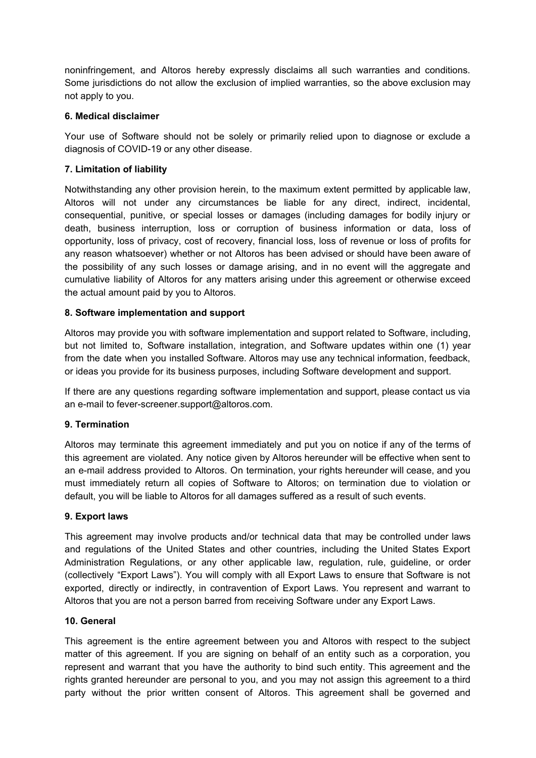noninfringement, and Altoros hereby expressly disclaims all such warranties and conditions. Some jurisdictions do not allow the exclusion of implied warranties, so the above exclusion may not apply to you.

**6. Medical disclaimer**

Your use of Software should not be solely or primarily relied upon to diagnose or exclude a diagnosis of COVID-19 or any other disease.

**7. Limitation of liability**

Notwithstanding any other provision herein, to the maximum extent permitted by applicable law, Altoros will not under any circumstances be liable for any direct, indirect, incidental, consequential, punitive, or special losses or damages (including damages for bodily injury or death, business interruption, loss or corruption of business information or data, loss of opportunity, loss of privacy, cost of recovery, financial loss, loss of revenue or loss of profits for any reason whatsoever) whether or not Altoros has been advised or should have been aware of the possibility of any such losses or damage arising, and in no event will the aggregate and cumulative liability of Altoros for any matters arising under this agreement or otherwise exceed the actual amount paid by you to Altoros.

**8. Software implementation and support**

Altoros may provide you with software implementation and support related to Software, including, but not limited to, Software installation, integration, and Software updates within one (1) year from the date when you installed Software. Altoros may use any technical information, feedback, or ideas you provide for its business purposes, including Software development and support.

If there are any questions regarding software implementation and support, please contact us via an e-mail to fever-screener.support@altoros.com.

**9. Termination**

Altoros may terminate this agreement immediately and put you on notice if any of the terms of this agreement are violated. Any notice given by Altoros hereunder will be effective when sent to an e-mail address provided to Altoros. On termination, your rights hereunder will cease, and you must immediately return all copies of Software to Altoros; on termination due to violation or default, you will be liable to Altoros for all damages suffered as a result of such events.

**9. Export laws**

This agreement may involve products and/or technical data that may be controlled under laws and regulations of the United States and other countries, including the United States Export Administration Regulations, or any other applicable law, regulation, rule, guideline, or order (collectively "Export Laws"). You will comply with all Export Laws to ensure that Software is not exported, directly or indirectly, in contravention of Export Laws. You represent and warrant to Altoros that you are not a person barred from receiving Software under any Export Laws.

**10. General**

This agreement is the entire agreement between you and Altoros with respect to the subject matter of this agreement. If you are signing on behalf of an entity such as a corporation, you represent and warrant that you have the authority to bind such entity. This agreement and the rights granted hereunder are personal to you, and you may not assign this agreement to a third party without the prior written consent of Altoros. This agreement shall be governed and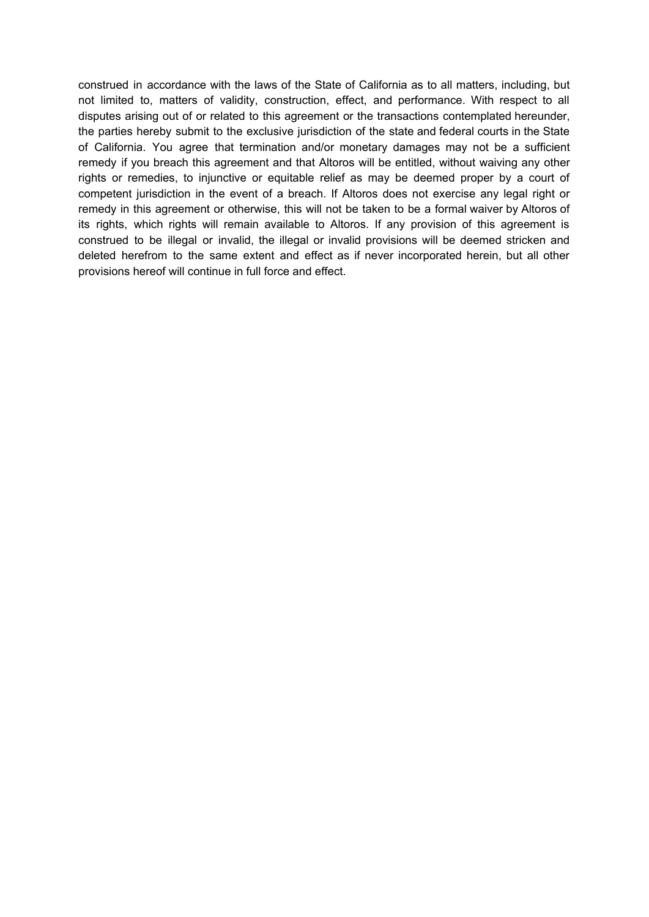construed in accordance with the laws of the State of California as to all matters, including, but not limited to, matters of validity, construction, effect, and performance. With respect to all disputes arising out of or related to this agreement or the transactions contemplated hereunder, the parties hereby submit to the exclusive jurisdiction of the state and federal courts in the State of California. You agree that termination and/or monetary damages may not be a sufficient remedy if you breach this agreement and that Altoros will be entitled, without waiving any other rights or remedies, to injunctive or equitable relief as may be deemed proper by a court of competent jurisdiction in the event of a breach. If Altoros does not exercise any legal right or remedy in this agreement or otherwise, this will not be taken to be a formal waiver by Altoros of its rights, which rights will remain available to Altoros. If any provision of this agreement is construed to be illegal or invalid, the illegal or invalid provisions will be deemed stricken and deleted herefrom to the same extent and effect as if never incorporated herein, but all other provisions hereof will continue in full force and effect.